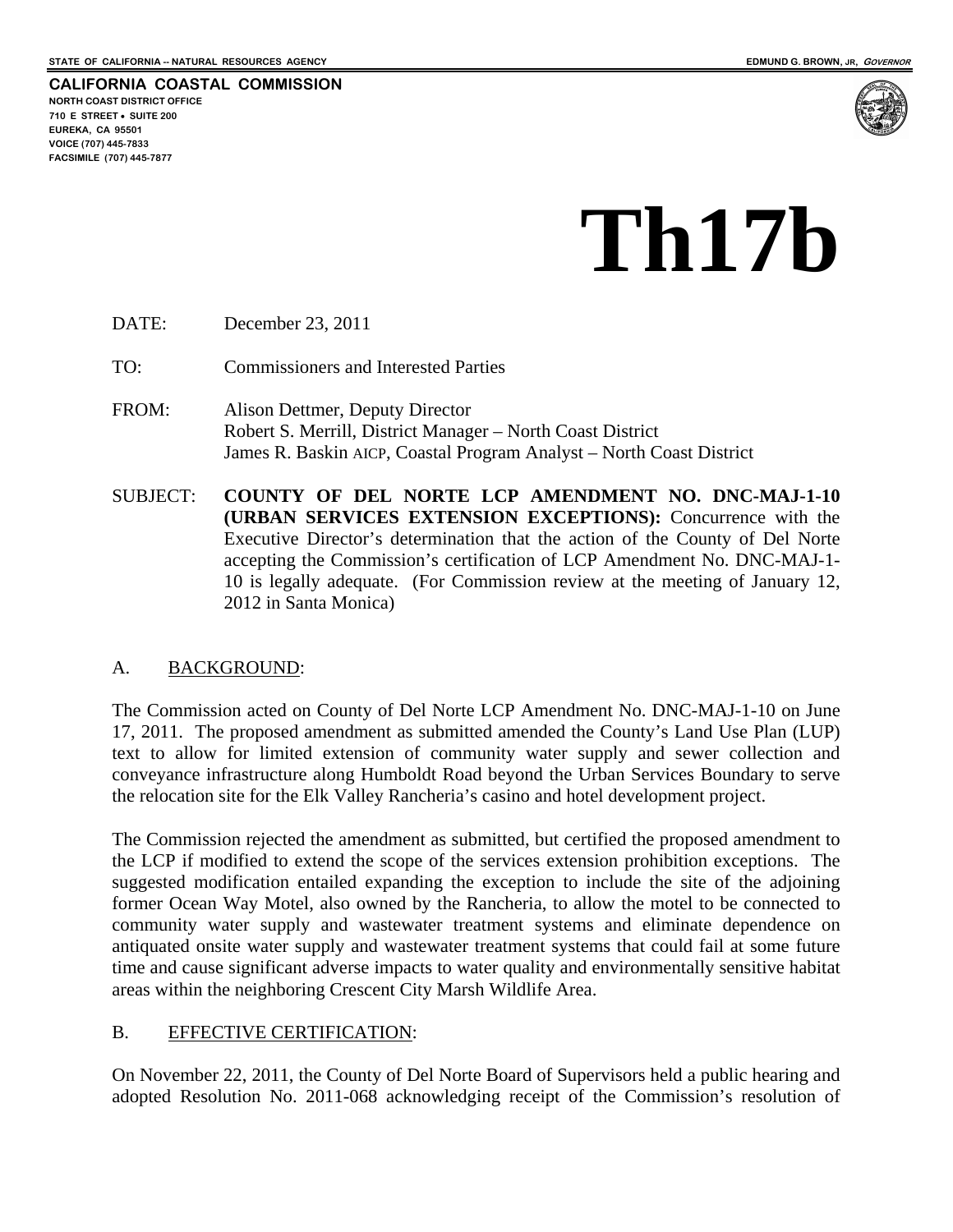STATE OF CALIFORNIA -- NATURAL RESOURCES AGENCY

EDMUND G. BROWN, JR, *GOVERNOR*

**CALIFORNIA COASTAL COMMISSION**
NORTH COAST DISTRICT OFFICE
710 E STREET • SUITE 200
EUREKA, CA 95501
VOICE (707) 445-7833
FACSIMILE (707) 445-7877

# Th17b

DATE: December 23, 2011

TO: Commissioners and Interested Parties

FROM: Alison Dettmer, Deputy Director
Robert S. Merrill, District Manager – North Coast District
James R. Baskin AICP, Coastal Program Analyst – North Coast District

SUBJECT: **COUNTY OF DEL NORTE LCP AMENDMENT NO. DNC-MAJ-1-10 (URBAN SERVICES EXTENSION EXCEPTIONS):** Concurrence with the Executive Director's determination that the action of the County of Del Norte accepting the Commission's certification of LCP Amendment No. DNC-MAJ-1-10 is legally adequate. (For Commission review at the meeting of January 12, 2012 in Santa Monica)

## A. BACKGROUND:

The Commission acted on County of Del Norte LCP Amendment No. DNC-MAJ-1-10 on June 17, 2011. The proposed amendment as submitted amended the County's Land Use Plan (LUP) text to allow for limited extension of community water supply and sewer collection and conveyance infrastructure along Humboldt Road beyond the Urban Services Boundary to serve the relocation site for the Elk Valley Rancheria's casino and hotel development project.

The Commission rejected the amendment as submitted, but certified the proposed amendment to the LCP if modified to extend the scope of the services extension prohibition exceptions. The suggested modification entailed expanding the exception to include the site of the adjoining former Ocean Way Motel, also owned by the Rancheria, to allow the motel to be connected to community water supply and wastewater treatment systems and eliminate dependence on antiquated onsite water supply and wastewater treatment systems that could fail at some future time and cause significant adverse impacts to water quality and environmentally sensitive habitat areas within the neighboring Crescent City Marsh Wildlife Area.

## B. EFFECTIVE CERTIFICATION:

On November 22, 2011, the County of Del Norte Board of Supervisors held a public hearing and adopted Resolution No. 2011-068 acknowledging receipt of the Commission's resolution of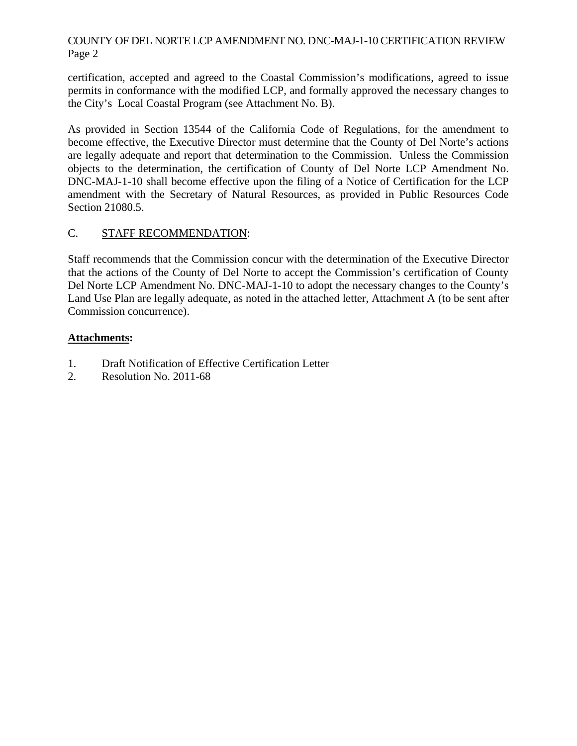certification, accepted and agreed to the Coastal Commission's modifications, agreed to issue permits in conformance with the modified LCP, and formally approved the necessary changes to the City's  Local Coastal Program (see Attachment No. B).

As provided in Section 13544 of the California Code of Regulations, for the amendment to become effective, the Executive Director must determine that the County of Del Norte's actions are legally adequate and report that determination to the Commission.  Unless the Commission objects to the determination, the certification of County of Del Norte LCP Amendment No. DNC-MAJ-1-10 shall become effective upon the filing of a Notice of Certification for the LCP amendment with the Secretary of Natural Resources, as provided in Public Resources Code Section 21080.5.

C. STAFF RECOMMENDATION:

Staff recommends that the Commission concur with the determination of the Executive Director that the actions of the County of Del Norte to accept the Commission's certification of County Del Norte LCP Amendment No. DNC-MAJ-1-10 to adopt the necessary changes to the County's Land Use Plan are legally adequate, as noted in the attached letter, Attachment A (to be sent after Commission concurrence).

**Attachments:**

1. Draft Notification of Effective Certification Letter
2. Resolution No. 2011-68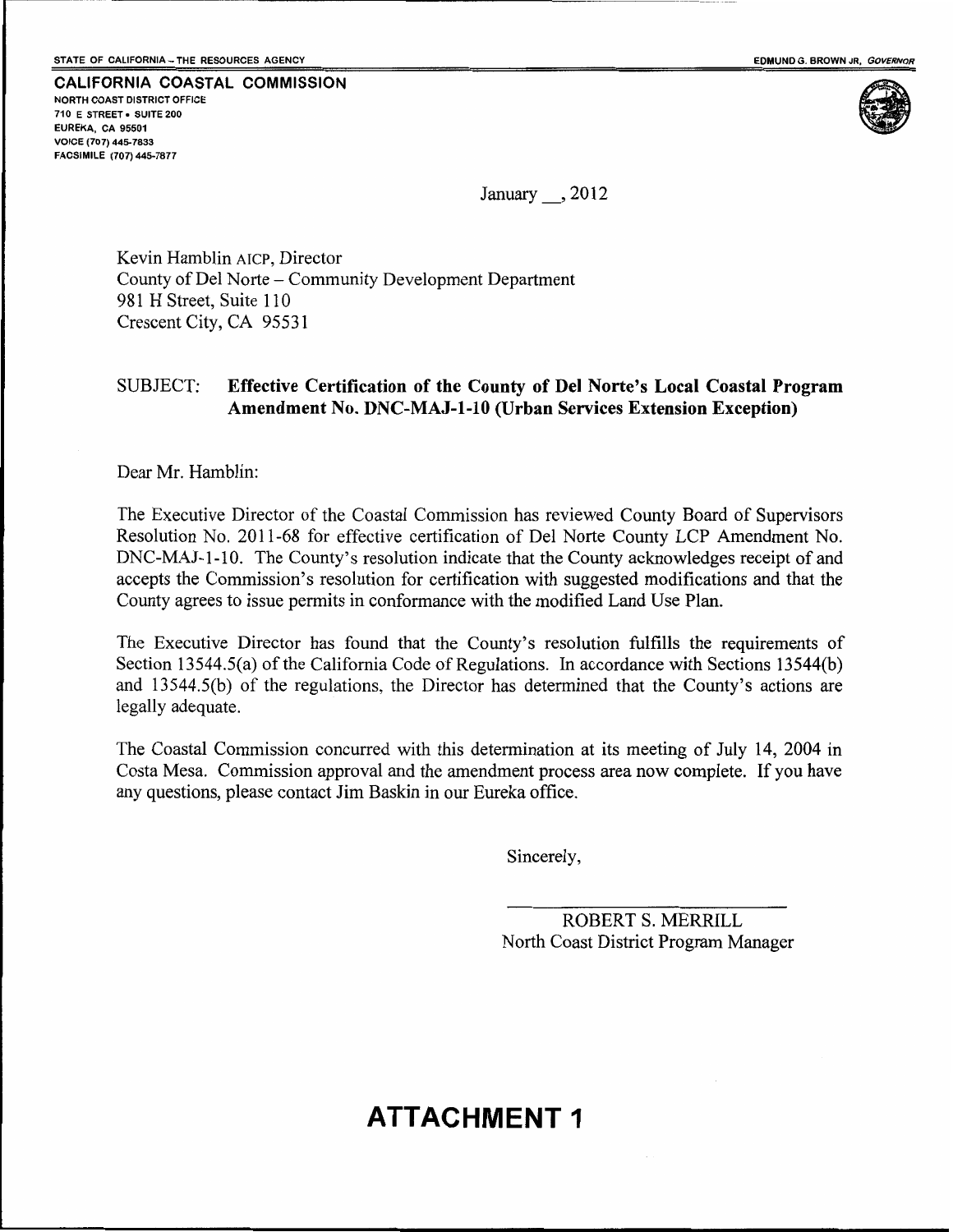STATE OF CALIFORNIA – THE RESOURCES AGENCY

EDMUND G. BROWN JR., *GOVERNOR*

**CALIFORNIA COASTAL COMMISSION**
NORTH COAST DISTRICT OFFICE
710 E STREET • SUITE 200
EUREKA, CA 95501
VOICE (707) 445-7833
FACSIMILE (707) 445-7877

January __, 2012

Kevin Hamblin AICP, Director
County of Del Norte – Community Development Department
981 H Street, Suite 110
Crescent City, CA 95531

SUBJECT: **Effective Certification of the County of Del Norte's Local Coastal Program Amendment No. DNC-MAJ-1-10 (Urban Services Extension Exception)**

Dear Mr. Hamblin:

The Executive Director of the Coastal Commission has reviewed County Board of Supervisors Resolution No. 2011-68 for effective certification of Del Norte County LCP Amendment No. DNC-MAJ-1-10. The County's resolution indicate that the County acknowledges receipt of and accepts the Commission's resolution for certification with suggested modifications and that the County agrees to issue permits in conformance with the modified Land Use Plan.

The Executive Director has found that the County's resolution fulfills the requirements of Section 13544.5(a) of the California Code of Regulations. In accordance with Sections 13544(b) and 13544.5(b) of the regulations, the Director has determined that the County's actions are legally adequate.

The Coastal Commission concurred with this determination at its meeting of July 14, 2004 in Costa Mesa. Commission approval and the amendment process area now complete. If you have any questions, please contact Jim Baskin in our Eureka office.

Sincerely,

ROBERT S. MERRILL
North Coast District Program Manager

# ATTACHMENT 1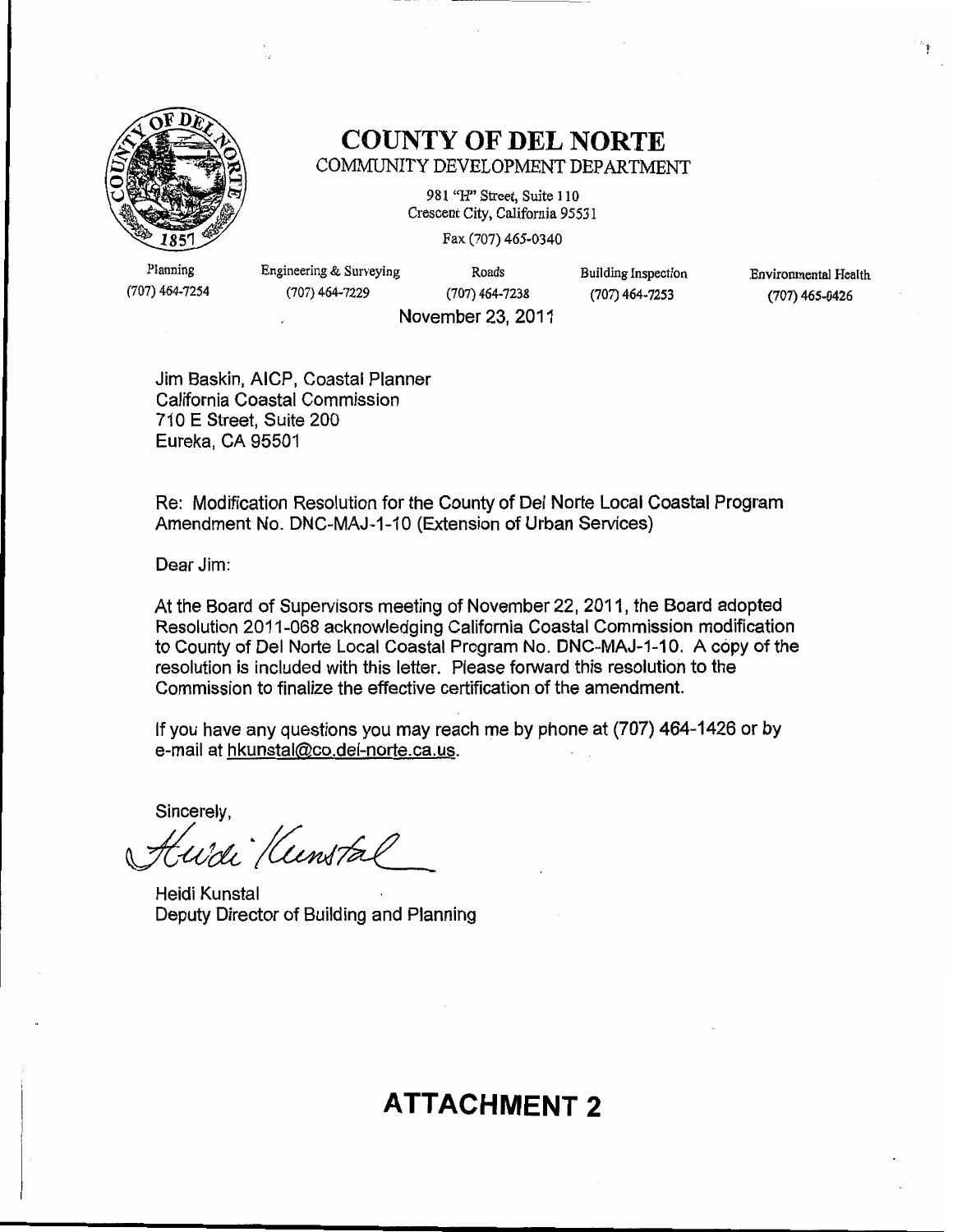# COUNTY OF DEL NORTE

COMMUNITY DEVELOPMENT DEPARTMENT

981 "H" Street, Suite 110
Crescent City, California 95531

Fax (707) 465-0340

| Planning | Engineering & Surveying | Roads | Building Inspection | Environmental Health |
|---|---|---|---|---|
| (707) 464-7254 | (707) 464-7229 | (707) 464-7238 | (707) 464-7253 | (707) 465-0426 |

November 23, 2011

Jim Baskin, AICP, Coastal Planner
California Coastal Commission
710 E Street, Suite 200
Eureka, CA 95501

Re: Modification Resolution for the County of Del Norte Local Coastal Program Amendment No. DNC-MAJ-1-10 (Extension of Urban Services)

Dear Jim:

At the Board of Supervisors meeting of November 22, 2011, the Board adopted Resolution 2011-068 acknowledging California Coastal Commission modification to County of Del Norte Local Coastal Program No. DNC-MAJ-1-10. A copy of the resolution is included with this letter. Please forward this resolution to the Commission to finalize the effective certification of the amendment.

If you have any questions you may reach me by phone at (707) 464-1426 or by e-mail at hkunstal@co.del-norte.ca.us.

Sincerely,

Heidi Kunstal

Heidi Kunstal
Deputy Director of Building and Planning

# ATTACHMENT 2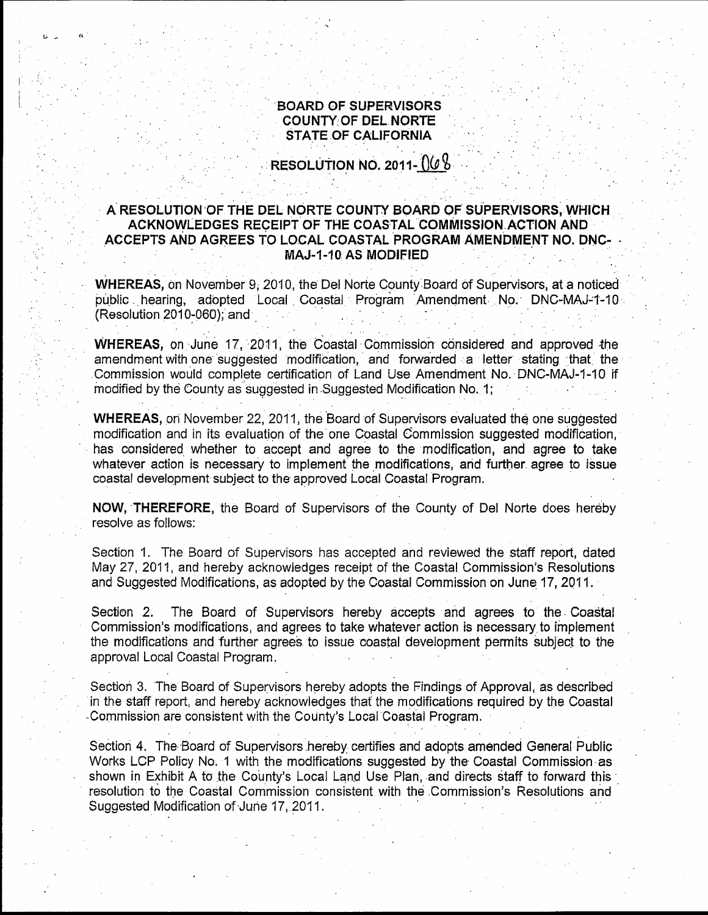**BOARD OF SUPERVISORS**
**COUNTY OF DEL NORTE**
**STATE OF CALIFORNIA**

**RESOLUTION NO. 2011-068**

**A RESOLUTION OF THE DEL NORTE COUNTY BOARD OF SUPERVISORS, WHICH ACKNOWLEDGES RECEIPT OF THE COASTAL COMMISSION ACTION AND ACCEPTS AND AGREES TO LOCAL COASTAL PROGRAM AMENDMENT NO. DNC-MAJ-1-10 AS MODIFIED**

**WHEREAS,** on November 9, 2010, the Del Norte County Board of Supervisors, at a noticed public hearing, adopted Local Coastal Program Amendment No. DNC-MAJ-1-10 (Resolution 2010-060); and

**WHEREAS,** on June 17, 2011, the Coastal Commission considered and approved the amendment with one suggested modification, and forwarded a letter stating that the Commission would complete certification of Land Use Amendment No. DNC-MAJ-1-10 if modified by the County as suggested in Suggested Modification No. 1;

**WHEREAS,** on November 22, 2011, the Board of Supervisors evaluated the one suggested modification and in its evaluation of the one Coastal Commission suggested modification, has considered whether to accept and agree to the modification, and agree to take whatever action is necessary to implement the modifications, and further agree to issue coastal development subject to the approved Local Coastal Program.

**NOW, THEREFORE,** the Board of Supervisors of the County of Del Norte does hereby resolve as follows:

Section 1. The Board of Supervisors has accepted and reviewed the staff report, dated May 27, 2011, and hereby acknowledges receipt of the Coastal Commission's Resolutions and Suggested Modifications, as adopted by the Coastal Commission on June 17, 2011.

Section 2. The Board of Supervisors hereby accepts and agrees to the Coastal Commission's modifications, and agrees to take whatever action is necessary to implement the modifications and further agrees to issue coastal development permits subject to the approval Local Coastal Program.

Section 3. The Board of Supervisors hereby adopts the Findings of Approval, as described in the staff report, and hereby acknowledges that the modifications required by the Coastal Commission are consistent with the County's Local Coastal Program.

Section 4. The Board of Supervisors hereby certifies and adopts amended General Public Works LCP Policy No. 1 with the modifications suggested by the Coastal Commission as shown in Exhibit A to the County's Local Land Use Plan, and directs staff to forward this resolution to the Coastal Commission consistent with the Commission's Resolutions and Suggested Modification of June 17, 2011.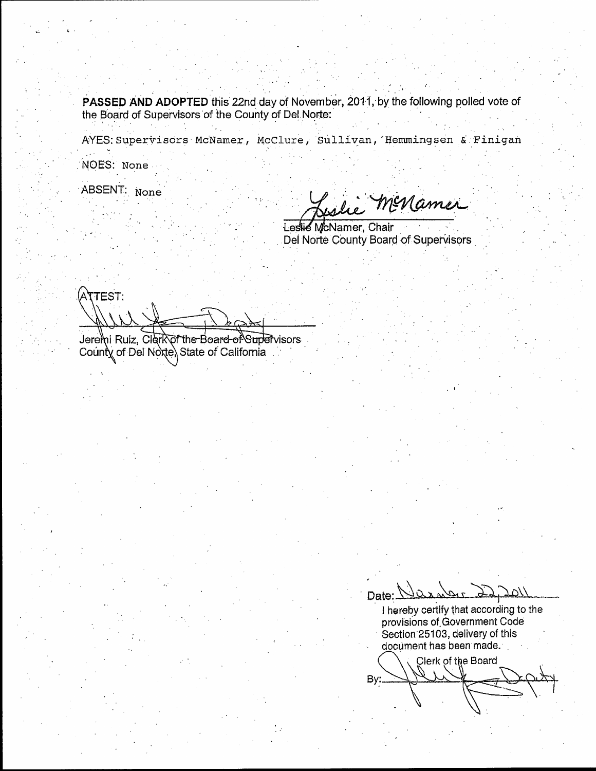**PASSED AND ADOPTED** this 22nd day of November, 2011, by the following polled vote of the Board of Supervisors of the County of Del Norte:

AYES: Supervisors McNamer, McClure, Sullivan, Hemmingsen & Finigan

NOES: None

ABSENT: None

Leslie McNamer, Chair
Del Norte County Board of Supervisors

ATTEST:

Jeremi Ruiz, Clerk of the Board of Supervisors
County of Del Norte, State of California

Date: November 22, 2011

I hereby certify that according to the provisions of Government Code Section 25103, delivery of this document has been made.

Clerk of the Board

By: ________________ Deputy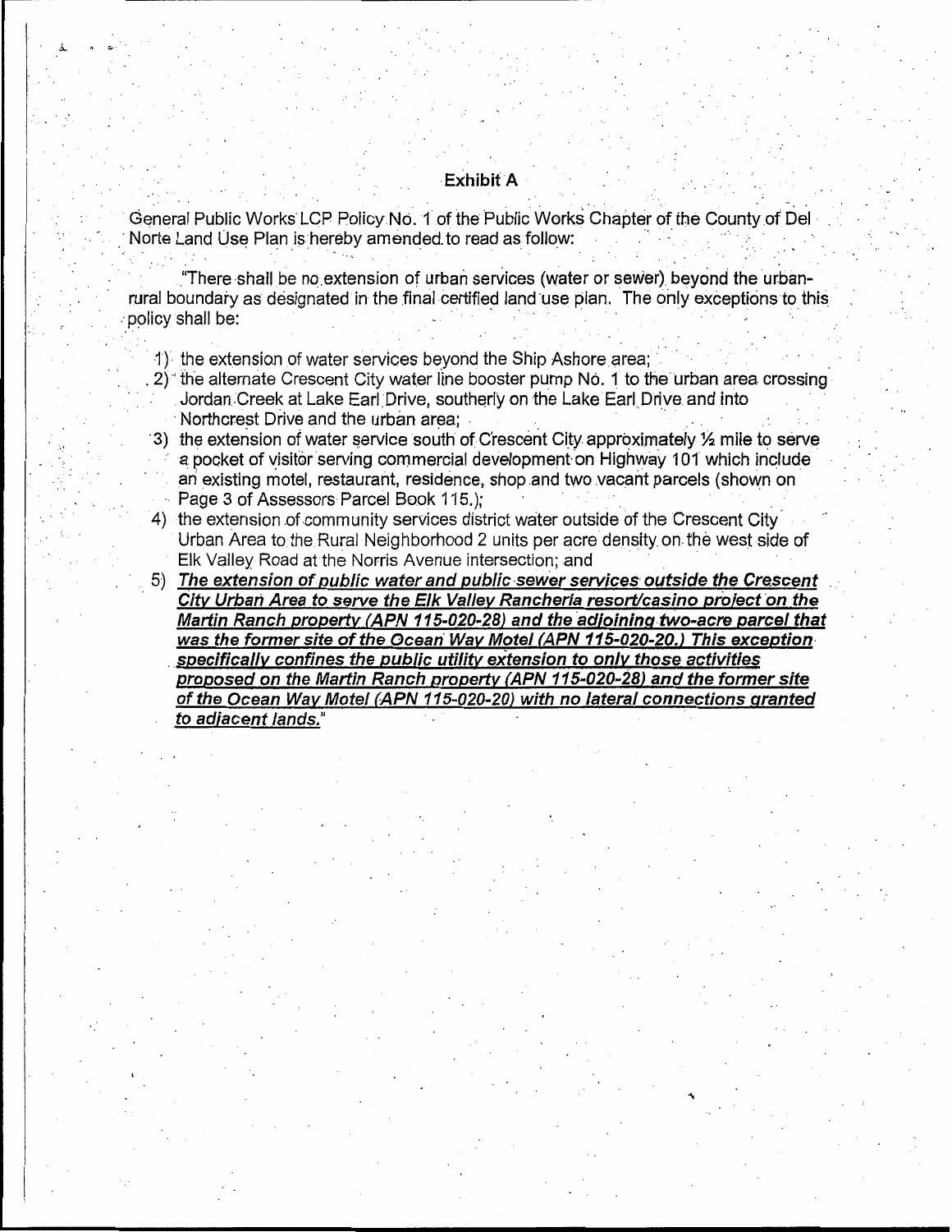## Exhibit A

General Public Works LCP Policy No. 1 of the Public Works Chapter of the County of Del Norte Land Use Plan is hereby amended to read as follow:

"There shall be no extension of urban services (water or sewer) beyond the urban-rural boundary as designated in the final certified land use plan. The only exceptions to this policy shall be:

1) the extension of water services beyond the Ship Ashore area;
2) the alternate Crescent City water line booster pump No. 1 to the urban area crossing Jordan Creek at Lake Earl Drive, southerly on the Lake Earl Drive and into Northcrest Drive and the urban area;
3) the extension of water service south of Crescent City approximately ½ mile to serve a pocket of visitor serving commercial development on Highway 101 which include an existing motel, restaurant, residence, shop and two vacant parcels (shown on Page 3 of Assessors Parcel Book 115.);
4) the extension of community services district water outside of the Crescent City Urban Area to the Rural Neighborhood 2 units per acre density on the west side of Elk Valley Road at the Norris Avenue intersection; and
5) ***The extension of public water and public sewer services outside the Crescent City Urban Area to serve the Elk Valley Rancheria resort/casino project on the Martin Ranch property (APN 115-020-28) and the adjoining two-acre parcel that was the former site of the Ocean Way Motel (APN 115-020-20.) This exception specifically confines the public utility extension to only those activities proposed on the Martin Ranch property (APN 115-020-28) and the former site of the Ocean Way Motel (APN 115-020-20) with no lateral connections granted to adjacent lands.***"